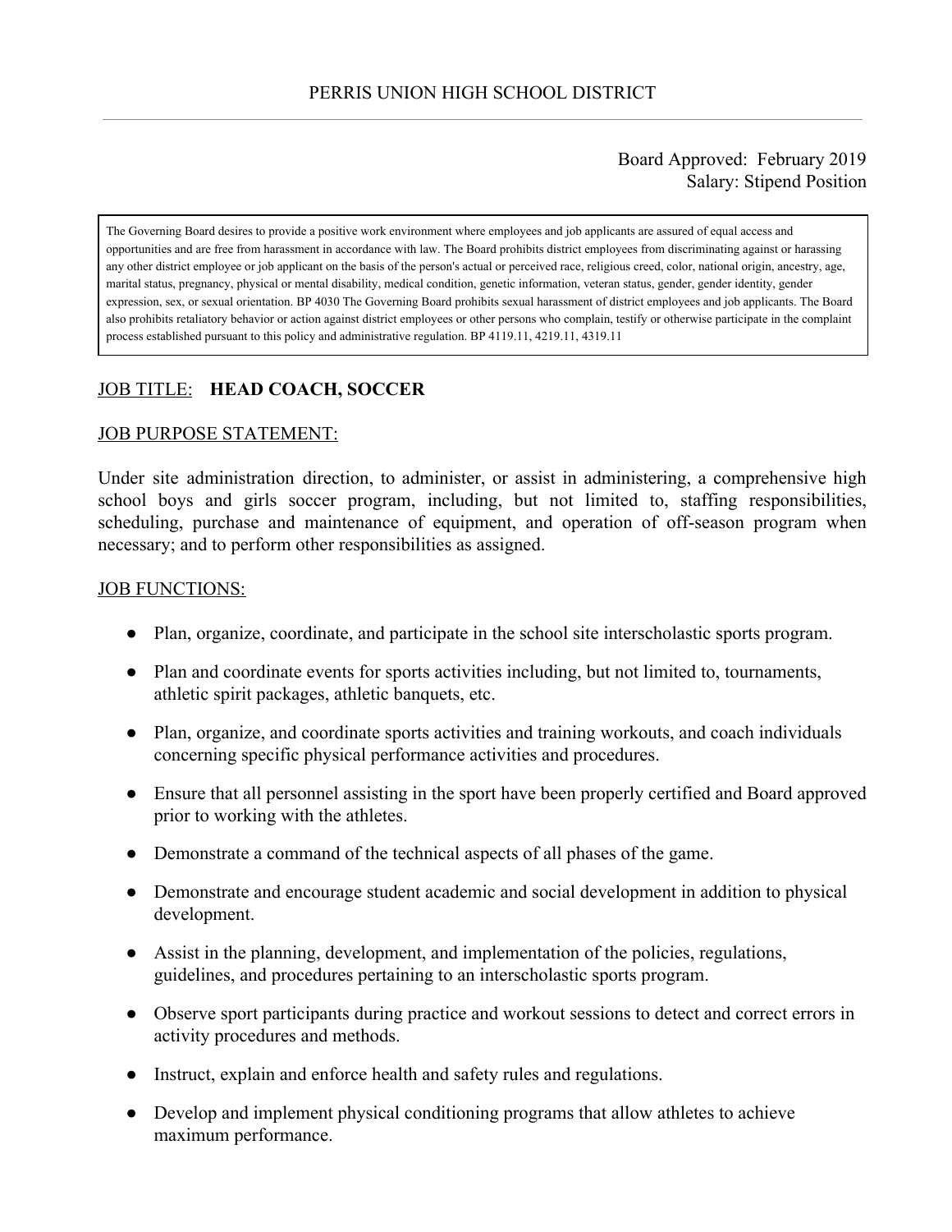PERRIS UNION HIGH SCHOOL DISTRICT

---

Board Approved: February 2019
Salary: Stipend Position

> The Governing Board desires to provide a positive work environment where employees and job applicants are assured of equal access and opportunities and are free from harassment in accordance with law. The Board prohibits district employees from discriminating against or harassing any other district employee or job applicant on the basis of the person's actual or perceived race, religious creed, color, national origin, ancestry, age, marital status, pregnancy, physical or mental disability, medical condition, genetic information, veteran status, gender, gender identity, gender expression, sex, or sexual orientation. BP 4030 The Governing Board prohibits sexual harassment of district employees and job applicants. The Board also prohibits retaliatory behavior or action against district employees or other persons who complain, testify or otherwise participate in the complaint process established pursuant to this policy and administrative regulation. BP 4119.11, 4219.11, 4319.11

JOB TITLE: **HEAD COACH, SOCCER**

JOB PURPOSE STATEMENT:

Under site administration direction, to administer, or assist in administering, a comprehensive high school boys and girls soccer program, including, but not limited to, staffing responsibilities, scheduling, purchase and maintenance of equipment, and operation of off-season program when necessary; and to perform other responsibilities as assigned.

JOB FUNCTIONS:

- Plan, organize, coordinate, and participate in the school site interscholastic sports program.
- Plan and coordinate events for sports activities including, but not limited to, tournaments, athletic spirit packages, athletic banquets, etc.
- Plan, organize, and coordinate sports activities and training workouts, and coach individuals concerning specific physical performance activities and procedures.
- Ensure that all personnel assisting in the sport have been properly certified and Board approved prior to working with the athletes.
- Demonstrate a command of the technical aspects of all phases of the game.
- Demonstrate and encourage student academic and social development in addition to physical development.
- Assist in the planning, development, and implementation of the policies, regulations, guidelines, and procedures pertaining to an interscholastic sports program.
- Observe sport participants during practice and workout sessions to detect and correct errors in activity procedures and methods.
- Instruct, explain and enforce health and safety rules and regulations.
- Develop and implement physical conditioning programs that allow athletes to achieve maximum performance.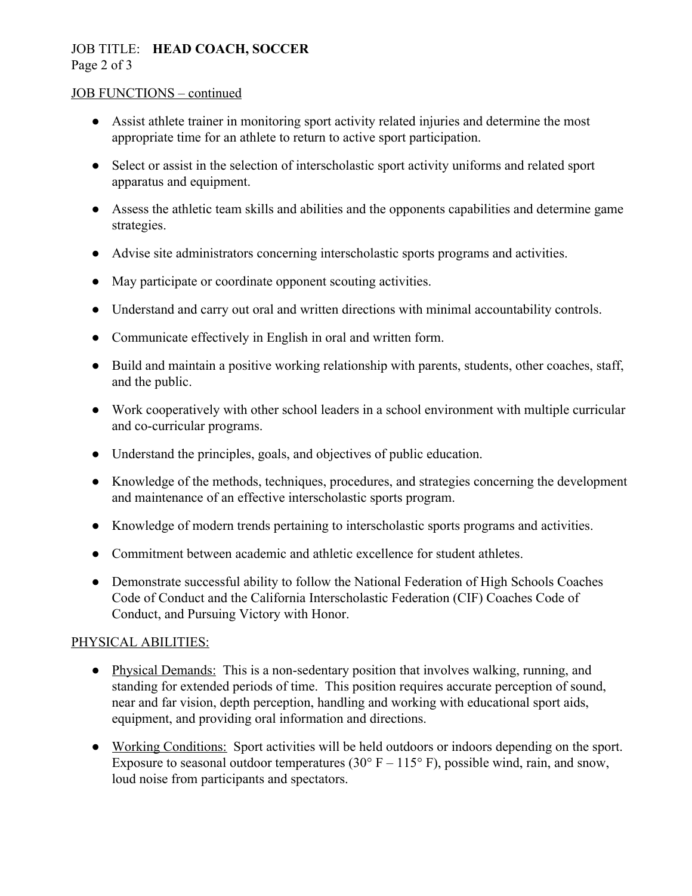## JOB FUNCTIONS – continued

- Assist athlete trainer in monitoring sport activity related injuries and determine the most appropriate time for an athlete to return to active sport participation.
- Select or assist in the selection of interscholastic sport activity uniforms and related sport apparatus and equipment.
- Assess the athletic team skills and abilities and the opponents capabilities and determine game strategies.
- Advise site administrators concerning interscholastic sports programs and activities.
- May participate or coordinate opponent scouting activities.
- Understand and carry out oral and written directions with minimal accountability controls.
- Communicate effectively in English in oral and written form.
- Build and maintain a positive working relationship with parents, students, other coaches, staff, and the public.
- Work cooperatively with other school leaders in a school environment with multiple curricular and co-curricular programs.
- Understand the principles, goals, and objectives of public education.
- Knowledge of the methods, techniques, procedures, and strategies concerning the development and maintenance of an effective interscholastic sports program.
- Knowledge of modern trends pertaining to interscholastic sports programs and activities.
- Commitment between academic and athletic excellence for student athletes.
- Demonstrate successful ability to follow the National Federation of High Schools Coaches Code of Conduct and the California Interscholastic Federation (CIF) Coaches Code of Conduct, and Pursuing Victory with Honor.

## PHYSICAL ABILITIES:

- Physical Demands: This is a non-sedentary position that involves walking, running, and standing for extended periods of time. This position requires accurate perception of sound, near and far vision, depth perception, handling and working with educational sport aids, equipment, and providing oral information and directions.
- Working Conditions: Sport activities will be held outdoors or indoors depending on the sport. Exposure to seasonal outdoor temperatures (30° F – 115° F), possible wind, rain, and snow, loud noise from participants and spectators.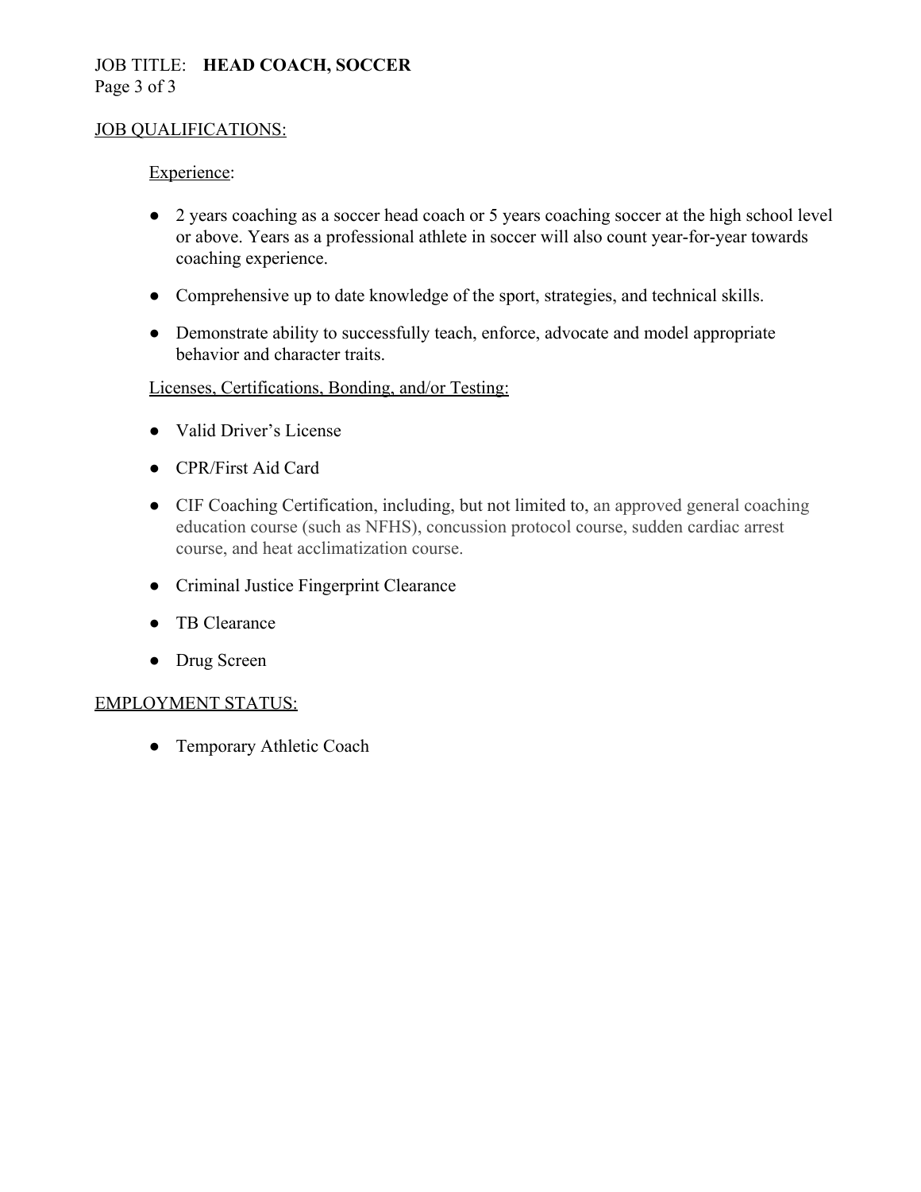## JOB QUALIFICATIONS:

### Experience:

- 2 years coaching as a soccer head coach or 5 years coaching soccer at the high school level or above. Years as a professional athlete in soccer will also count year-for-year towards coaching experience.
- Comprehensive up to date knowledge of the sport, strategies, and technical skills.
- Demonstrate ability to successfully teach, enforce, advocate and model appropriate behavior and character traits.

### Licenses, Certifications, Bonding, and/or Testing:

- Valid Driver's License
- CPR/First Aid Card
- CIF Coaching Certification, including, but not limited to, an approved general coaching education course (such as NFHS), concussion protocol course, sudden cardiac arrest course, and heat acclimatization course.
- Criminal Justice Fingerprint Clearance
- TB Clearance
- Drug Screen

## EMPLOYMENT STATUS:

- Temporary Athletic Coach